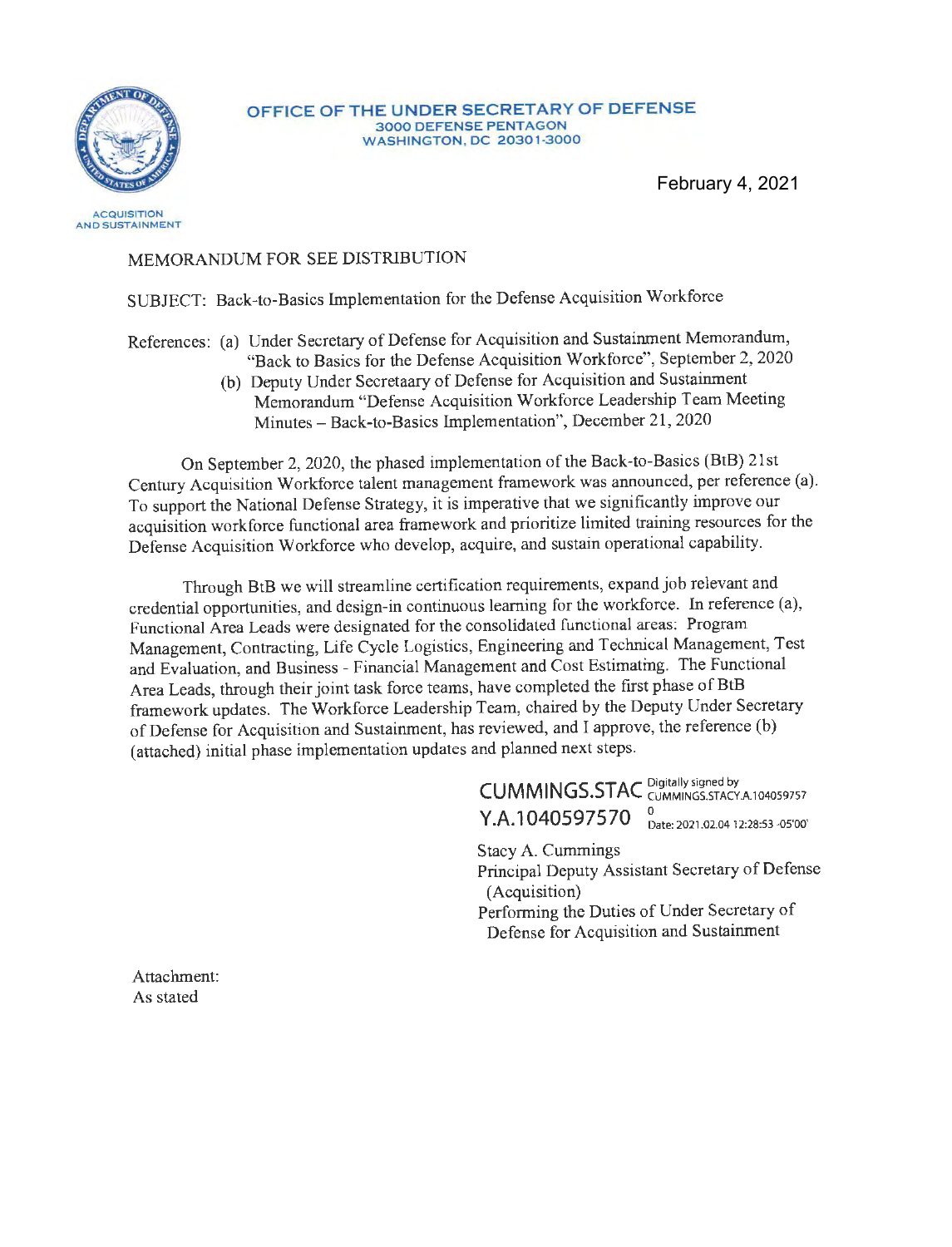**OFFICE OF THE UNDER SECRETARY OF DEFENSE**
3000 DEFENSE PENTAGON
WASHINGTON, DC 20301-3000

ACQUISITION AND SUSTAINMENT

February 4, 2021

MEMORANDUM FOR SEE DISTRIBUTION

SUBJECT: Back-to-Basics Implementation for the Defense Acquisition Workforce

References: (a) Under Secretary of Defense for Acquisition and Sustainment Memorandum, "Back to Basics for the Defense Acquisition Workforce", September 2, 2020
(b) Deputy Under Secretaary of Defense for Acquisition and Sustainment Memorandum "Defense Acquisition Workforce Leadership Team Meeting Minutes – Back-to-Basics Implementation", December 21, 2020

On September 2, 2020, the phased implementation of the Back-to-Basics (BtB) 21st Century Acquisition Workforce talent management framework was announced, per reference (a). To support the National Defense Strategy, it is imperative that we significantly improve our acquisition workforce functional area framework and prioritize limited training resources for the Defense Acquisition Workforce who develop, acquire, and sustain operational capability.

Through BtB we will streamline certification requirements, expand job relevant and credential opportunities, and design-in continuous learning for the workforce. In reference (a), Functional Area Leads were designated for the consolidated functional areas: Program Management, Contracting, Life Cycle Logistics, Engineering and Technical Management, Test and Evaluation, and Business - Financial Management and Cost Estimating. The Functional Area Leads, through their joint task force teams, have completed the first phase of BtB framework updates. The Workforce Leadership Team, chaired by the Deputy Under Secretary of Defense for Acquisition and Sustainment, has reviewed, and I approve, the reference (b) (attached) initial phase implementation updates and planned next steps.

CUMMINGS.STACY.A.1040597570 Digitally signed by CUMMINGS.STACY.A.1040597570 Date: 2021.02.04 12:28:53 -05'00'

Stacy A. Cummings
Principal Deputy Assistant Secretary of Defense (Acquisition)
Performing the Duties of Under Secretary of Defense for Acquisition and Sustainment

Attachment:
As stated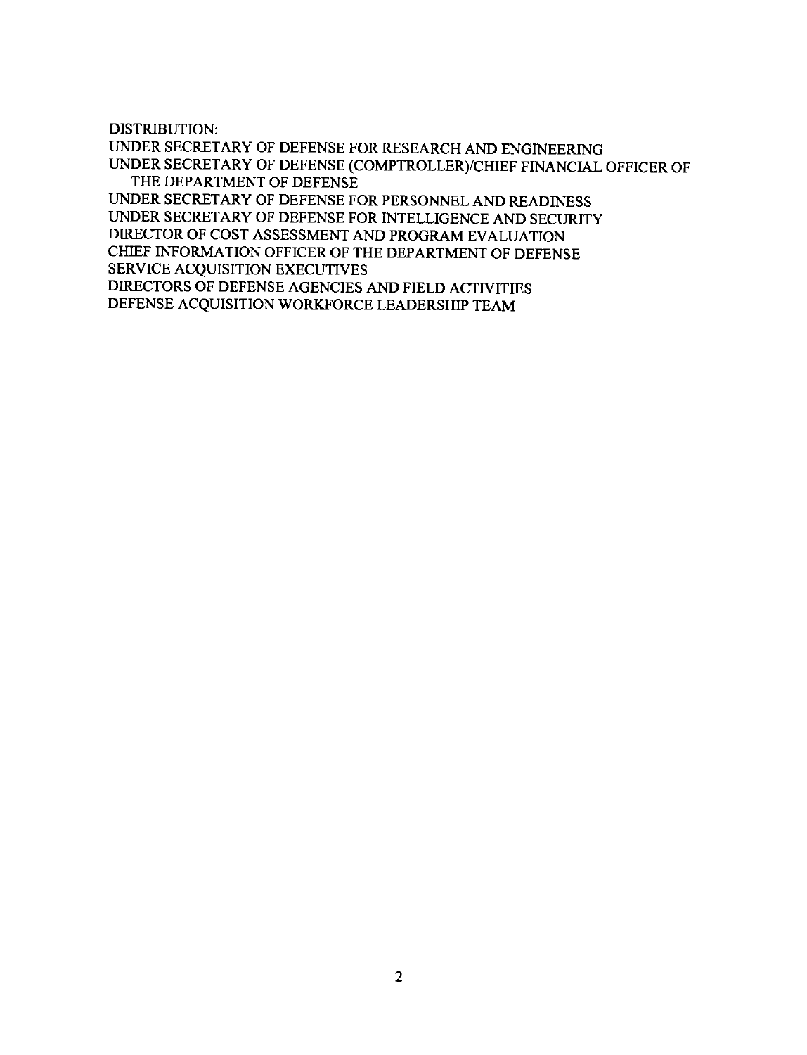DISTRIBUTION:
UNDER SECRETARY OF DEFENSE FOR RESEARCH AND ENGINEERING
UNDER SECRETARY OF DEFENSE (COMPTROLLER)/CHIEF FINANCIAL OFFICER OF THE DEPARTMENT OF DEFENSE
UNDER SECRETARY OF DEFENSE FOR PERSONNEL AND READINESS
UNDER SECRETARY OF DEFENSE FOR INTELLIGENCE AND SECURITY
DIRECTOR OF COST ASSESSMENT AND PROGRAM EVALUATION
CHIEF INFORMATION OFFICER OF THE DEPARTMENT OF DEFENSE
SERVICE ACQUISITION EXECUTIVES
DIRECTORS OF DEFENSE AGENCIES AND FIELD ACTIVITIES
DEFENSE ACQUISITION WORKFORCE LEADERSHIP TEAM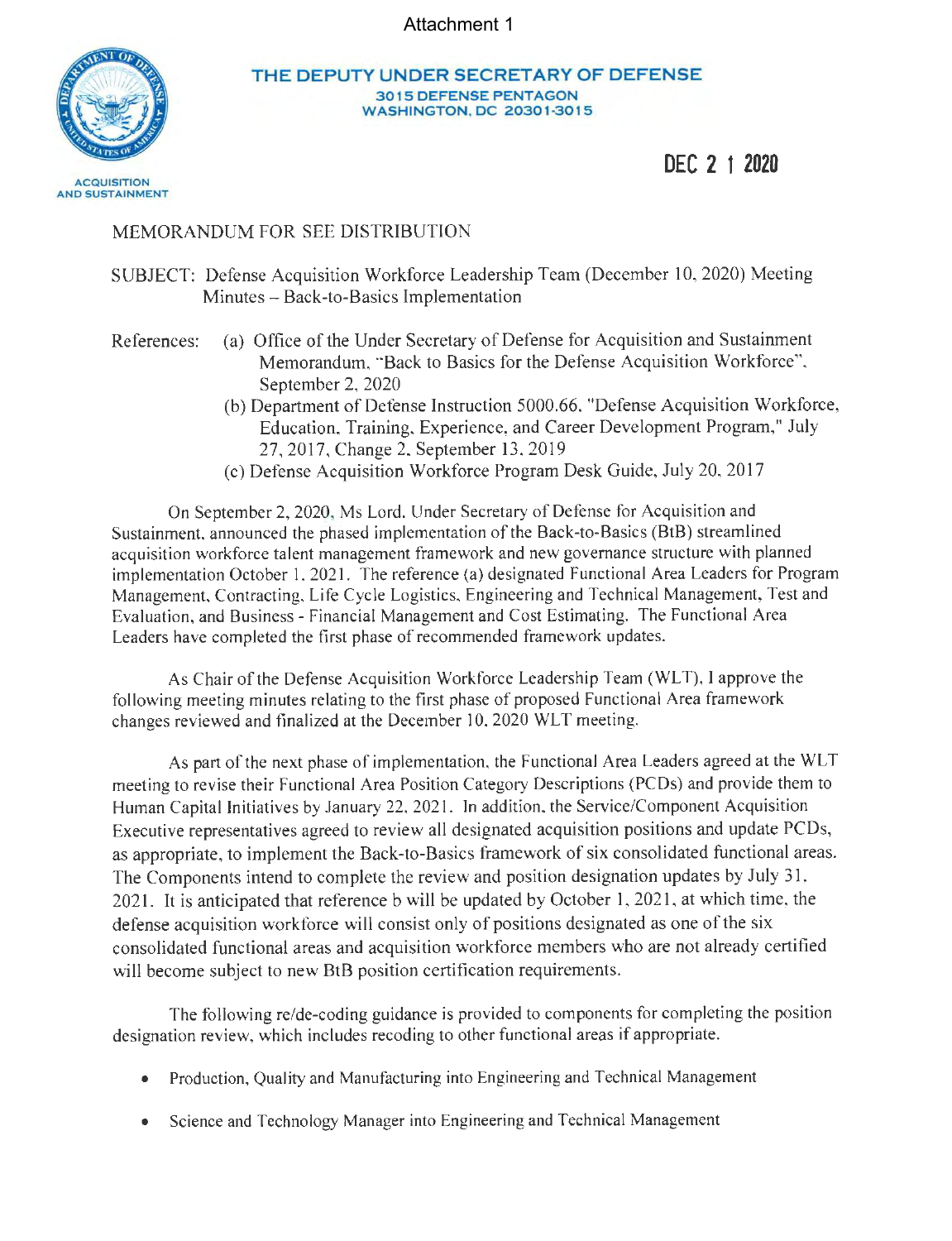Attachment 1

**THE DEPUTY UNDER SECRETARY OF DEFENSE**
**3015 DEFENSE PENTAGON**
**WASHINGTON, DC 20301-3015**

ACQUISITION AND SUSTAINMENT

**DEC 2 1 2020**

MEMORANDUM FOR SEE DISTRIBUTION

SUBJECT: Defense Acquisition Workforce Leadership Team (December 10, 2020) Meeting Minutes – Back-to-Basics Implementation

References: (a) Office of the Under Secretary of Defense for Acquisition and Sustainment Memorandum, "Back to Basics for the Defense Acquisition Workforce", September 2, 2020
(b) Department of Defense Instruction 5000.66, "Defense Acquisition Workforce, Education, Training, Experience, and Career Development Program," July 27, 2017, Change 2, September 13, 2019
(c) Defense Acquisition Workforce Program Desk Guide, July 20, 2017

On September 2, 2020, Ms Lord, Under Secretary of Defense for Acquisition and Sustainment, announced the phased implementation of the Back-to-Basics (BtB) streamlined acquisition workforce talent management framework and new governance structure with planned implementation October 1, 2021. The reference (a) designated Functional Area Leaders for Program Management, Contracting, Life Cycle Logistics, Engineering and Technical Management, Test and Evaluation, and Business - Financial Management and Cost Estimating. The Functional Area Leaders have completed the first phase of recommended framework updates.

As Chair of the Defense Acquisition Workforce Leadership Team (WLT), I approve the following meeting minutes relating to the first phase of proposed Functional Area framework changes reviewed and finalized at the December 10, 2020 WLT meeting.

As part of the next phase of implementation, the Functional Area Leaders agreed at the WLT meeting to revise their Functional Area Position Category Descriptions (PCDs) and provide them to Human Capital Initiatives by January 22, 2021. In addition, the Service/Component Acquisition Executive representatives agreed to review all designated acquisition positions and update PCDs, as appropriate, to implement the Back-to-Basics framework of six consolidated functional areas. The Components intend to complete the review and position designation updates by July 31, 2021. It is anticipated that reference b will be updated by October 1, 2021, at which time, the defense acquisition workforce will consist only of positions designated as one of the six consolidated functional areas and acquisition workforce members who are not already certified will become subject to new BtB position certification requirements.

The following re/de-coding guidance is provided to components for completing the position designation review, which includes recoding to other functional areas if appropriate.

- Production, Quality and Manufacturing into Engineering and Technical Management
- Science and Technology Manager into Engineering and Technical Management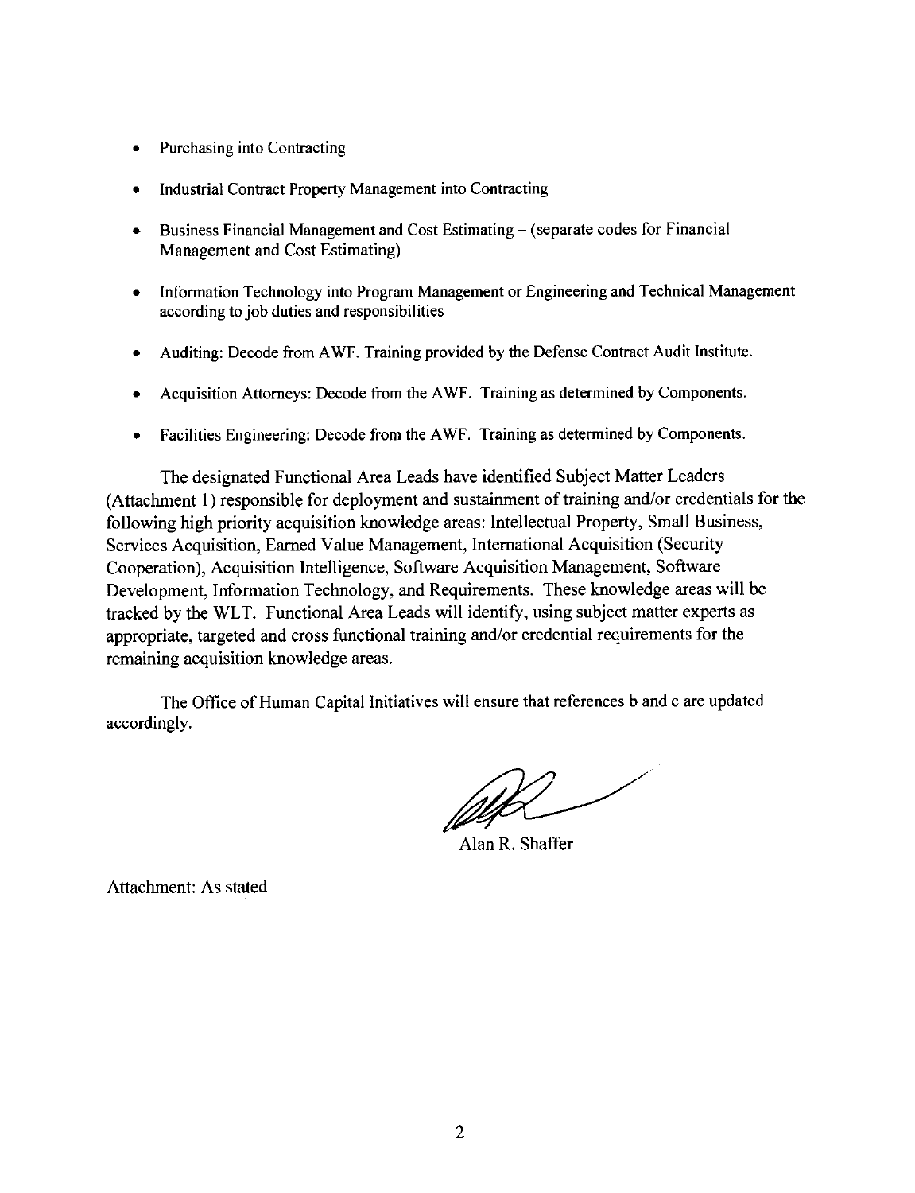- Purchasing into Contracting
- Industrial Contract Property Management into Contracting
- Business Financial Management and Cost Estimating – (separate codes for Financial Management and Cost Estimating)
- Information Technology into Program Management or Engineering and Technical Management according to job duties and responsibilities
- Auditing: Decode from AWF. Training provided by the Defense Contract Audit Institute.
- Acquisition Attorneys: Decode from the AWF. Training as determined by Components.
- Facilities Engineering: Decode from the AWF. Training as determined by Components.

The designated Functional Area Leads have identified Subject Matter Leaders (Attachment 1) responsible for deployment and sustainment of training and/or credentials for the following high priority acquisition knowledge areas: Intellectual Property, Small Business, Services Acquisition, Earned Value Management, International Acquisition (Security Cooperation), Acquisition Intelligence, Software Acquisition Management, Software Development, Information Technology, and Requirements. These knowledge areas will be tracked by the WLT. Functional Area Leads will identify, using subject matter experts as appropriate, targeted and cross functional training and/or credential requirements for the remaining acquisition knowledge areas.

The Office of Human Capital Initiatives will ensure that references b and c are updated accordingly.

Alan R. Shaffer

Attachment: As stated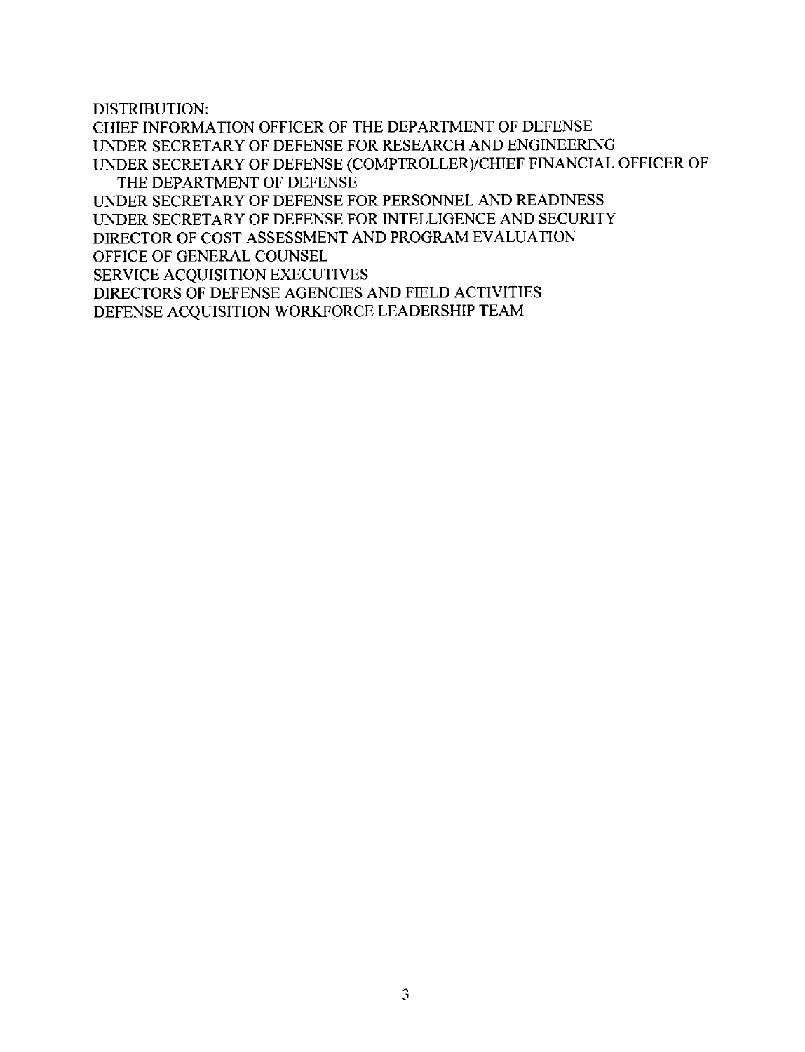DISTRIBUTION:

CHIEF INFORMATION OFFICER OF THE DEPARTMENT OF DEFENSE
UNDER SECRETARY OF DEFENSE FOR RESEARCH AND ENGINEERING
UNDER SECRETARY OF DEFENSE (COMPTROLLER)/CHIEF FINANCIAL OFFICER OF THE DEPARTMENT OF DEFENSE
UNDER SECRETARY OF DEFENSE FOR PERSONNEL AND READINESS
UNDER SECRETARY OF DEFENSE FOR INTELLIGENCE AND SECURITY
DIRECTOR OF COST ASSESSMENT AND PROGRAM EVALUATION
OFFICE OF GENERAL COUNSEL
SERVICE ACQUISITION EXECUTIVES
DIRECTORS OF DEFENSE AGENCIES AND FIELD ACTIVITIES
DEFENSE ACQUISITION WORKFORCE LEADERSHIP TEAM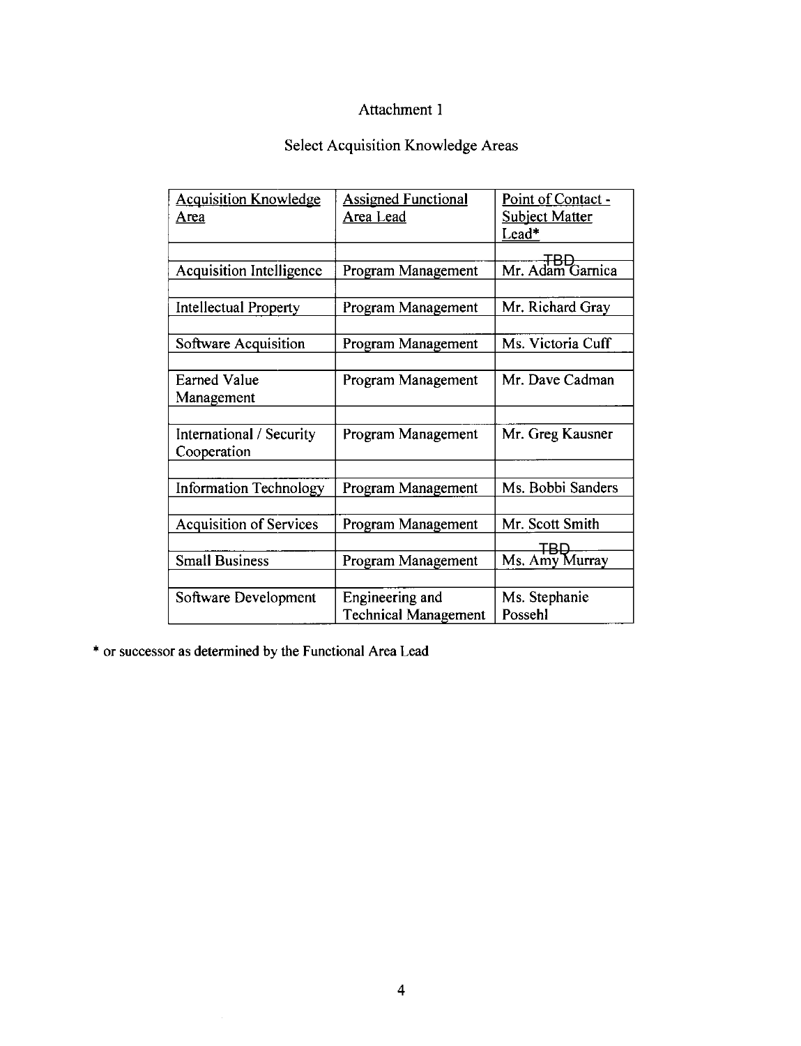Attachment 1

Select Acquisition Knowledge Areas

| Acquisition Knowledge Area | Assigned Functional Area Lead | Point of Contact - Subject Matter Lead* |
|---|---|---|
| Acquisition Intelligence | Program Management | TBD Mr. Adam Garnica |
| Intellectual Property | Program Management | Mr. Richard Gray |
| Software Acquisition | Program Management | Ms. Victoria Cuff |
| Earned Value Management | Program Management | Mr. Dave Cadman |
| International / Security Cooperation | Program Management | Mr. Greg Kausner |
| Information Technology | Program Management | Ms. Bobbi Sanders |
| Acquisition of Services | Program Management | Mr. Scott Smith |
| Small Business | Program Management | TBD Ms. Amy Murray |
| Software Development | Engineering and Technical Management | Ms. Stephanie Possehl |

\* or successor as determined by the Functional Area Lead